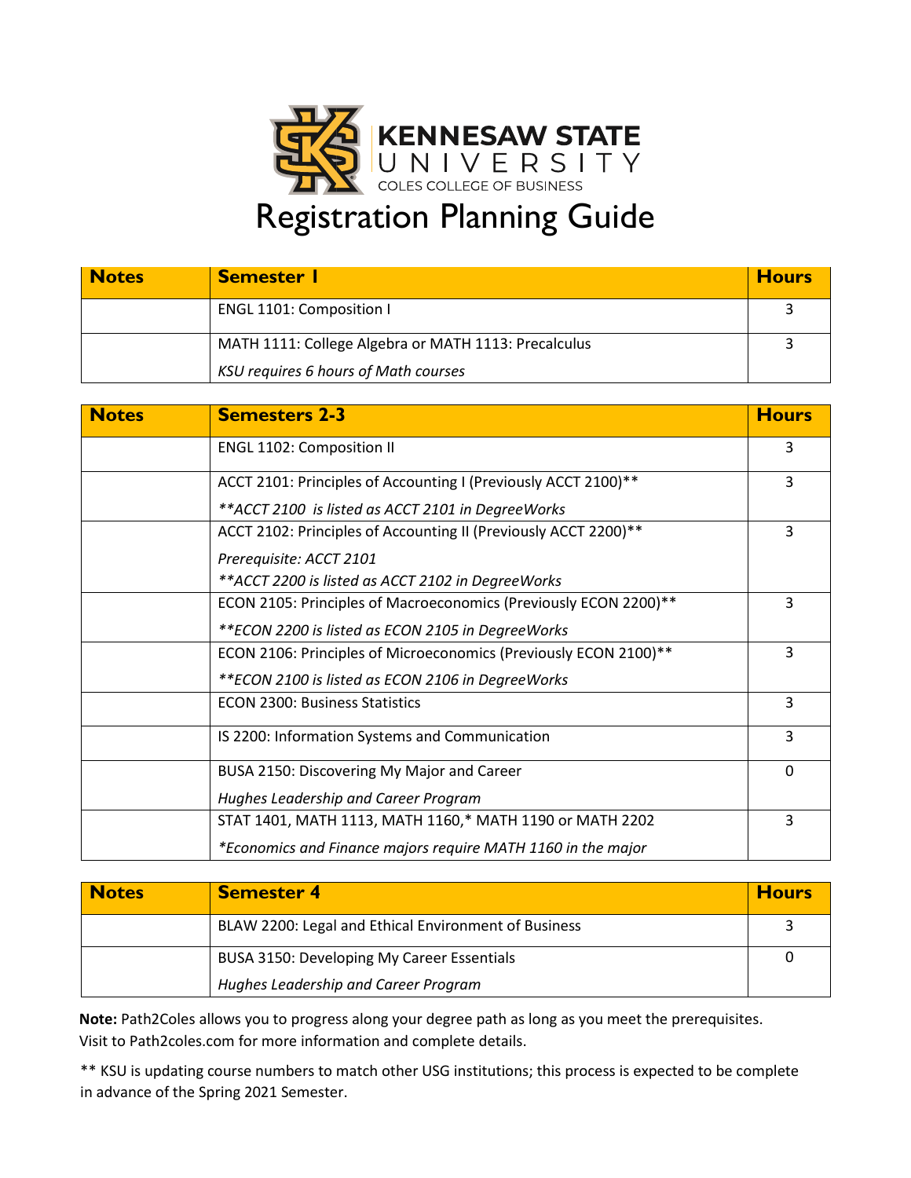KENNESAW STATE UNIVERSITY
COLES COLLEGE OF BUSINESS

# Registration Planning Guide

| Notes | Semester I | Hours |
|---|---|---|
| | ENGL 1101: Composition I | 3 |
| | MATH 1111: College Algebra or MATH 1113: Precalculus<br>*KSU requires 6 hours of Math courses* | 3 |

| Notes | Semesters 2-3 | Hours |
|---|---|---|
| | ENGL 1102: Composition II | 3 |
| | ACCT 2101: Principles of Accounting I (Previously ACCT 2100)**<br>*\*\*ACCT 2100 is listed as ACCT 2101 in DegreeWorks* | 3 |
| | ACCT 2102: Principles of Accounting II (Previously ACCT 2200)**<br>*Prerequisite: ACCT 2101*<br>*\*\*ACCT 2200 is listed as ACCT 2102 in DegreeWorks* | 3 |
| | ECON 2105: Principles of Macroeconomics (Previously ECON 2200)**<br>*\*\*ECON 2200 is listed as ECON 2105 in DegreeWorks* | 3 |
| | ECON 2106: Principles of Microeconomics (Previously ECON 2100)**<br>*\*\*ECON 2100 is listed as ECON 2106 in DegreeWorks* | 3 |
| | ECON 2300: Business Statistics | 3 |
| | IS 2200: Information Systems and Communication | 3 |
| | BUSA 2150: Discovering My Major and Career<br>*Hughes Leadership and Career Program* | 0 |
| | STAT 1401, MATH 1113, MATH 1160,* MATH 1190 or MATH 2202<br>*\*Economics and Finance majors require MATH 1160 in the major* | 3 |

| Notes | Semester 4 | Hours |
|---|---|---|
| | BLAW 2200: Legal and Ethical Environment of Business | 3 |
| | BUSA 3150: Developing My Career Essentials<br>*Hughes Leadership and Career Program* | 0 |

**Note:** Path2Coles allows you to progress along your degree path as long as you meet the prerequisites. Visit to Path2coles.com for more information and complete details.

** KSU is updating course numbers to match other USG institutions; this process is expected to be complete in advance of the Spring 2021 Semester.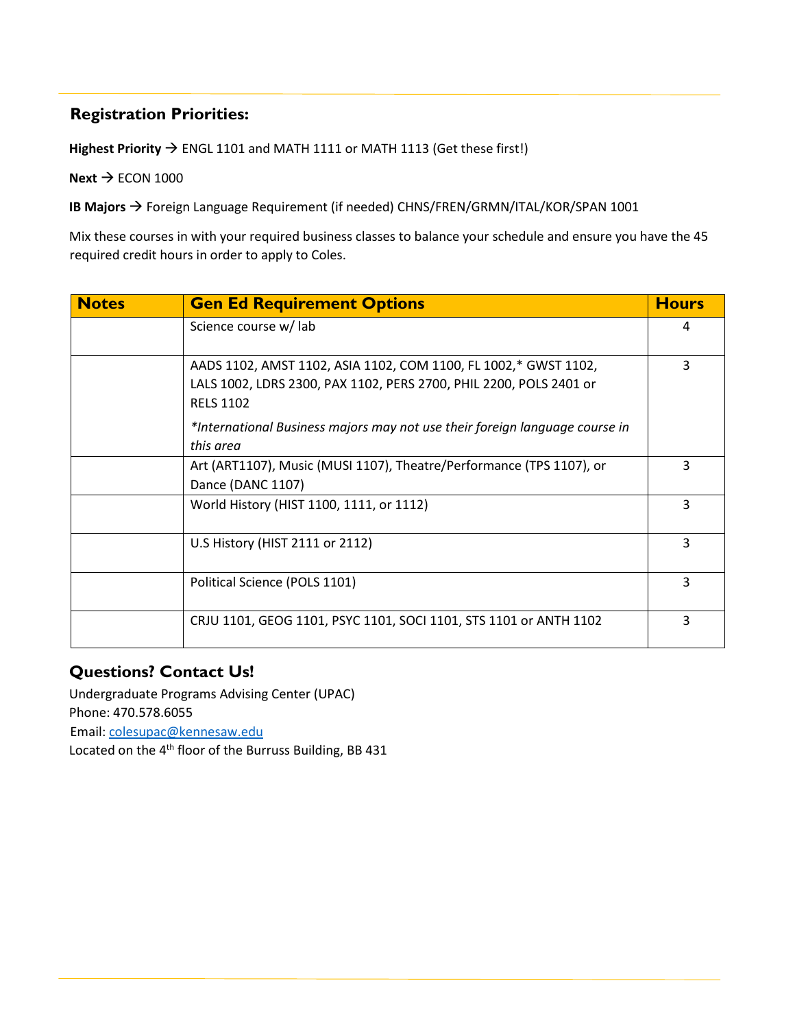## Registration Priorities:

**Highest Priority** → ENGL 1101 and MATH 1111 or MATH 1113 (Get these first!)

**Next** → ECON 1000

**IB Majors** → Foreign Language Requirement (if needed) CHNS/FREN/GRMN/ITAL/KOR/SPAN 1001

Mix these courses in with your required business classes to balance your schedule and ensure you have the 45 required credit hours in order to apply to Coles.

| Notes | Gen Ed Requirement Options | Hours |
|---|---|---|
| | Science course w/ lab | 4 |
| | AADS 1102, AMST 1102, ASIA 1102, COM 1100, FL 1002,* GWST 1102, LALS 1002, LDRS 2300, PAX 1102, PERS 2700, PHIL 2200, POLS 2401 or RELS 1102<br><br>*\*International Business majors may not use their foreign language course in this area* | 3 |
| | Art (ART1107), Music (MUSI 1107), Theatre/Performance (TPS 1107), or Dance (DANC 1107) | 3 |
| | World History (HIST 1100, 1111, or 1112) | 3 |
| | U.S History (HIST 2111 or 2112) | 3 |
| | Political Science (POLS 1101) | 3 |
| | CRJU 1101, GEOG 1101, PSYC 1101, SOCI 1101, STS 1101 or ANTH 1102 | 3 |

## Questions? Contact Us!

Undergraduate Programs Advising Center (UPAC)
Phone: 470.578.6055
Email: colesupac@kennesaw.edu
Located on the 4th floor of the Burruss Building, BB 431